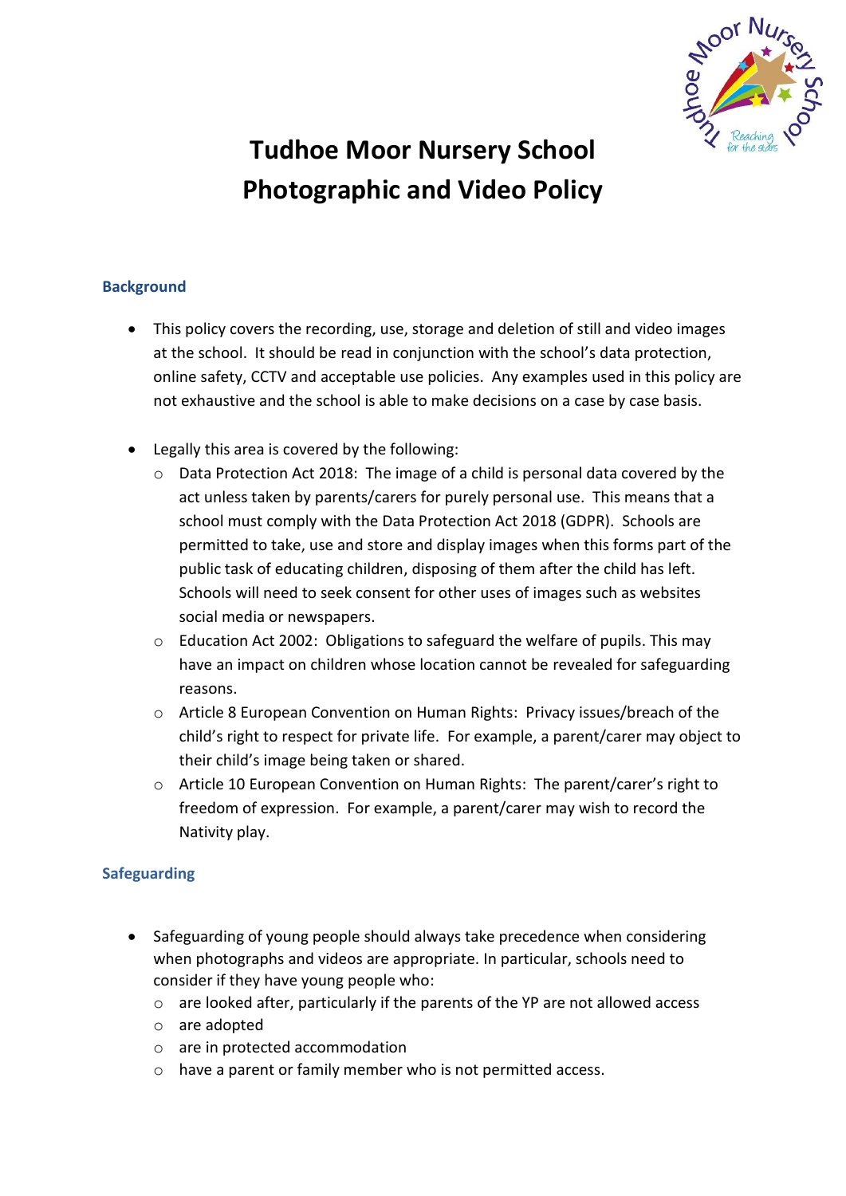# Tudhoe Moor Nursery School
# Photographic and Video Policy

## Background

- This policy covers the recording, use, storage and deletion of still and video images at the school. It should be read in conjunction with the school's data protection, online safety, CCTV and acceptable use policies. Any examples used in this policy are not exhaustive and the school is able to make decisions on a case by case basis.

- Legally this area is covered by the following:
  - Data Protection Act 2018: The image of a child is personal data covered by the act unless taken by parents/carers for purely personal use. This means that a school must comply with the Data Protection Act 2018 (GDPR). Schools are permitted to take, use and store and display images when this forms part of the public task of educating children, disposing of them after the child has left. Schools will need to seek consent for other uses of images such as websites social media or newspapers.
  - Education Act 2002: Obligations to safeguard the welfare of pupils. This may have an impact on children whose location cannot be revealed for safeguarding reasons.
  - Article 8 European Convention on Human Rights: Privacy issues/breach of the child's right to respect for private life. For example, a parent/carer may object to their child's image being taken or shared.
  - Article 10 European Convention on Human Rights: The parent/carer's right to freedom of expression. For example, a parent/carer may wish to record the Nativity play.

## Safeguarding

- Safeguarding of young people should always take precedence when considering when photographs and videos are appropriate. In particular, schools need to consider if they have young people who:
  - are looked after, particularly if the parents of the YP are not allowed access
  - are adopted
  - are in protected accommodation
  - have a parent or family member who is not permitted access.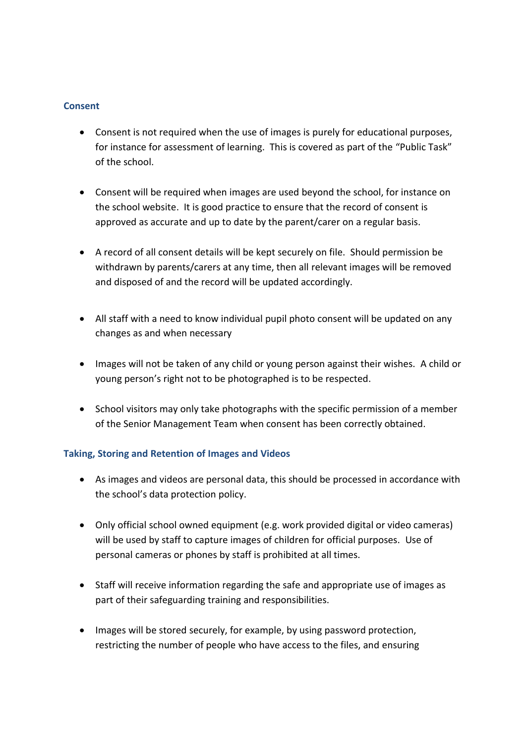## Consent

- Consent is not required when the use of images is purely for educational purposes, for instance for assessment of learning. This is covered as part of the "Public Task" of the school.

- Consent will be required when images are used beyond the school, for instance on the school website. It is good practice to ensure that the record of consent is approved as accurate and up to date by the parent/carer on a regular basis.

- A record of all consent details will be kept securely on file. Should permission be withdrawn by parents/carers at any time, then all relevant images will be removed and disposed of and the record will be updated accordingly.

- All staff with a need to know individual pupil photo consent will be updated on any changes as and when necessary

- Images will not be taken of any child or young person against their wishes. A child or young person's right not to be photographed is to be respected.

- School visitors may only take photographs with the specific permission of a member of the Senior Management Team when consent has been correctly obtained.

## Taking, Storing and Retention of Images and Videos

- As images and videos are personal data, this should be processed in accordance with the school's data protection policy.

- Only official school owned equipment (e.g. work provided digital or video cameras) will be used by staff to capture images of children for official purposes. Use of personal cameras or phones by staff is prohibited at all times.

- Staff will receive information regarding the safe and appropriate use of images as part of their safeguarding training and responsibilities.

- Images will be stored securely, for example, by using password protection, restricting the number of people who have access to the files, and ensuring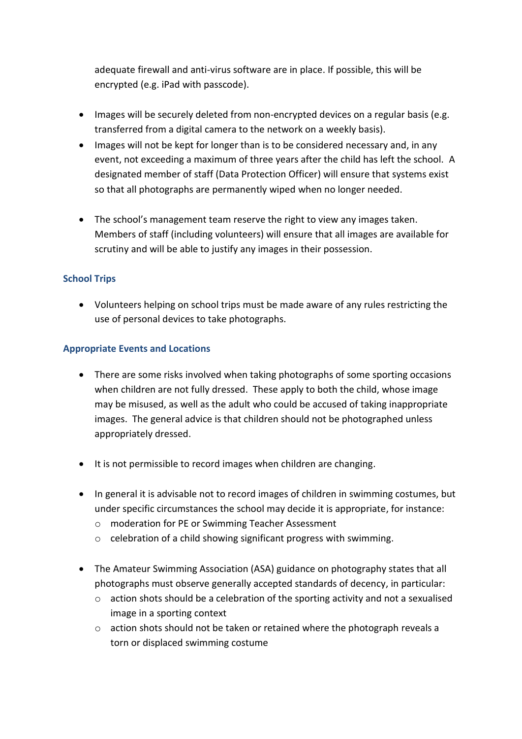adequate firewall and anti-virus software are in place. If possible, this will be encrypted (e.g. iPad with passcode).

- Images will be securely deleted from non-encrypted devices on a regular basis (e.g. transferred from a digital camera to the network on a weekly basis).
- Images will not be kept for longer than is to be considered necessary and, in any event, not exceeding a maximum of three years after the child has left the school. A designated member of staff (Data Protection Officer) will ensure that systems exist so that all photographs are permanently wiped when no longer needed.
- The school's management team reserve the right to view any images taken. Members of staff (including volunteers) will ensure that all images are available for scrutiny and will be able to justify any images in their possession.

### School Trips

- Volunteers helping on school trips must be made aware of any rules restricting the use of personal devices to take photographs.

### Appropriate Events and Locations

- There are some risks involved when taking photographs of some sporting occasions when children are not fully dressed. These apply to both the child, whose image may be misused, as well as the adult who could be accused of taking inappropriate images. The general advice is that children should not be photographed unless appropriately dressed.
- It is not permissible to record images when children are changing.
- In general it is advisable not to record images of children in swimming costumes, but under specific circumstances the school may decide it is appropriate, for instance:
  - moderation for PE or Swimming Teacher Assessment
  - celebration of a child showing significant progress with swimming.
- The Amateur Swimming Association (ASA) guidance on photography states that all photographs must observe generally accepted standards of decency, in particular:
  - action shots should be a celebration of the sporting activity and not a sexualised image in a sporting context
  - action shots should not be taken or retained where the photograph reveals a torn or displaced swimming costume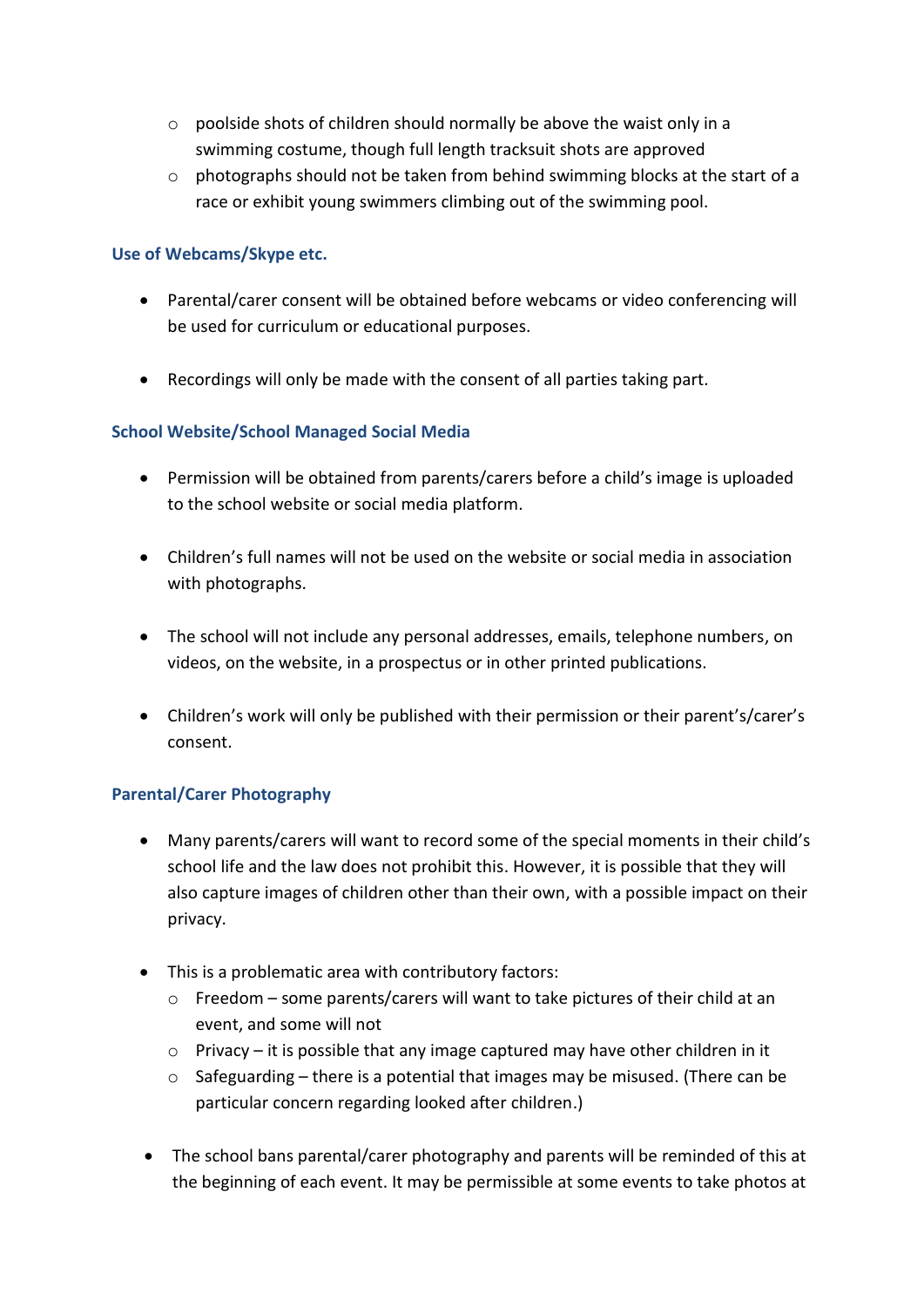- poolside shots of children should normally be above the waist only in a swimming costume, though full length tracksuit shots are approved
  - photographs should not be taken from behind swimming blocks at the start of a race or exhibit young swimmers climbing out of the swimming pool.

### Use of Webcams/Skype etc.

- Parental/carer consent will be obtained before webcams or video conferencing will be used for curriculum or educational purposes.

- Recordings will only be made with the consent of all parties taking part.

### School Website/School Managed Social Media

- Permission will be obtained from parents/carers before a child's image is uploaded to the school website or social media platform.

- Children's full names will not be used on the website or social media in association with photographs.

- The school will not include any personal addresses, emails, telephone numbers, on videos, on the website, in a prospectus or in other printed publications.

- Children's work will only be published with their permission or their parent's/carer's consent.

### Parental/Carer Photography

- Many parents/carers will want to record some of the special moments in their child's school life and the law does not prohibit this. However, it is possible that they will also capture images of children other than their own, with a possible impact on their privacy.

- This is a problematic area with contributory factors:
  - Freedom – some parents/carers will want to take pictures of their child at an event, and some will not
  - Privacy – it is possible that any image captured may have other children in it
  - Safeguarding – there is a potential that images may be misused. (There can be particular concern regarding looked after children.)

- The school bans parental/carer photography and parents will be reminded of this at the beginning of each event. It may be permissible at some events to take photos at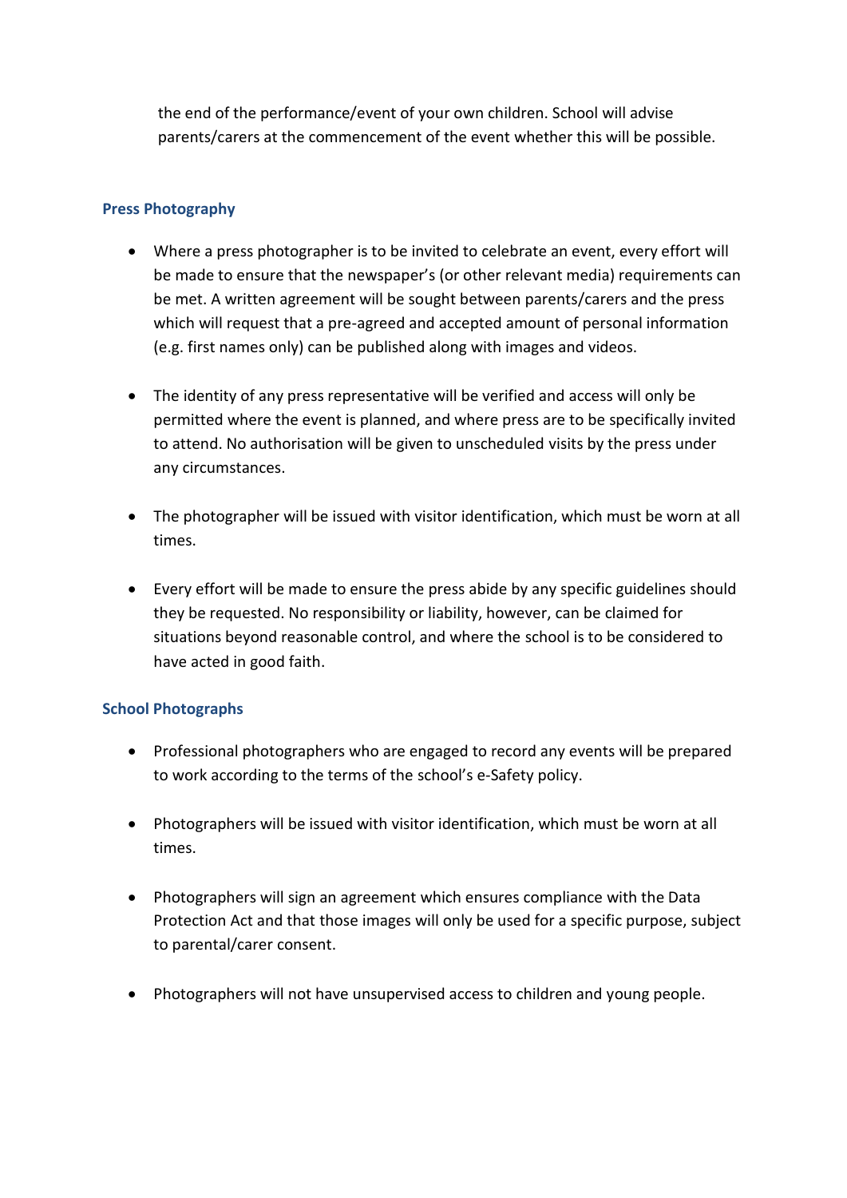the end of the performance/event of your own children. School will advise parents/carers at the commencement of the event whether this will be possible.

### Press Photography

- Where a press photographer is to be invited to celebrate an event, every effort will be made to ensure that the newspaper's (or other relevant media) requirements can be met. A written agreement will be sought between parents/carers and the press which will request that a pre-agreed and accepted amount of personal information (e.g. first names only) can be published along with images and videos.

- The identity of any press representative will be verified and access will only be permitted where the event is planned, and where press are to be specifically invited to attend. No authorisation will be given to unscheduled visits by the press under any circumstances.

- The photographer will be issued with visitor identification, which must be worn at all times.

- Every effort will be made to ensure the press abide by any specific guidelines should they be requested. No responsibility or liability, however, can be claimed for situations beyond reasonable control, and where the school is to be considered to have acted in good faith.

### School Photographs

- Professional photographers who are engaged to record any events will be prepared to work according to the terms of the school's e-Safety policy.

- Photographers will be issued with visitor identification, which must be worn at all times.

- Photographers will sign an agreement which ensures compliance with the Data Protection Act and that those images will only be used for a specific purpose, subject to parental/carer consent.

- Photographers will not have unsupervised access to children and young people.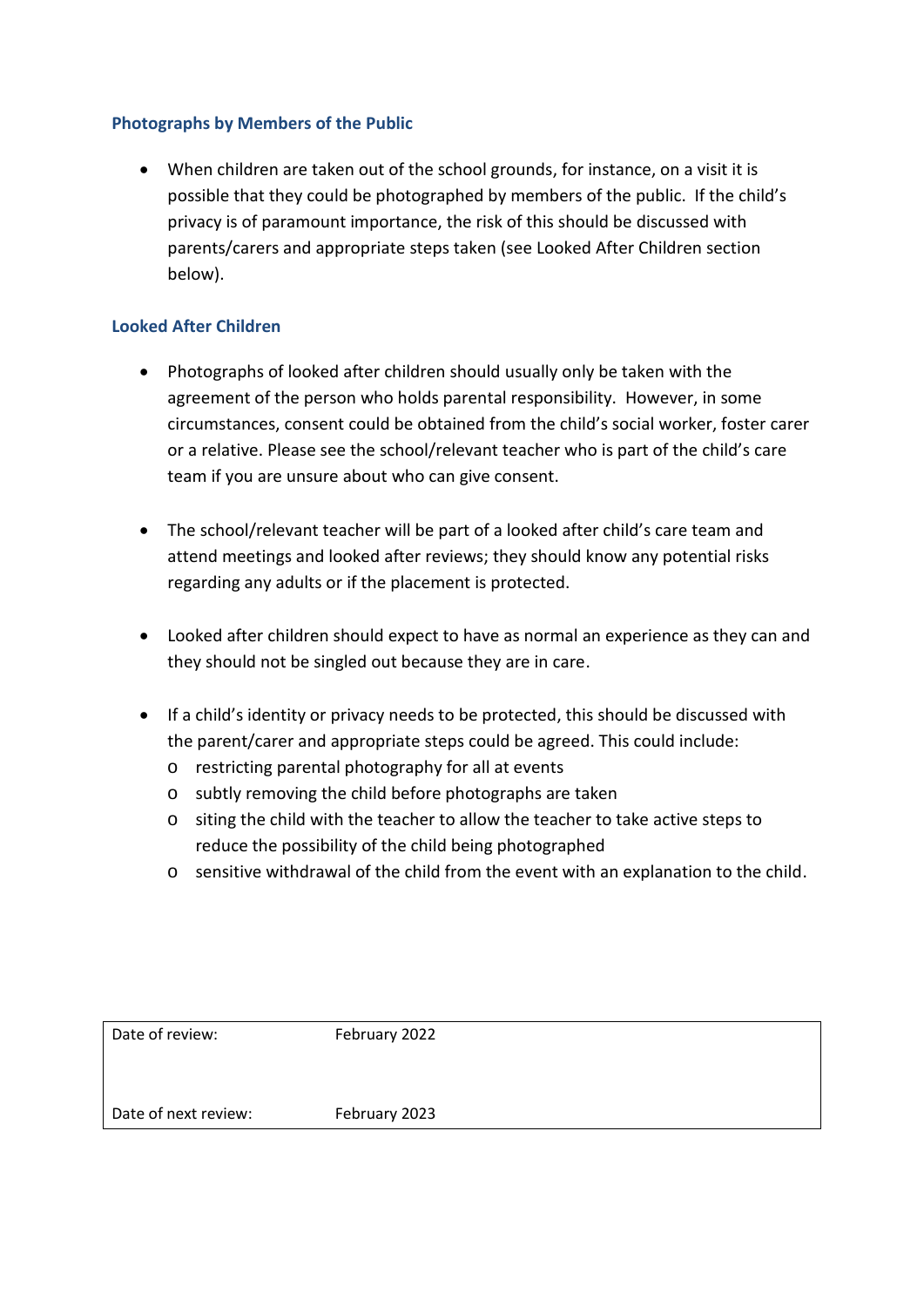### Photographs by Members of the Public

- When children are taken out of the school grounds, for instance, on a visit it is possible that they could be photographed by members of the public. If the child's privacy is of paramount importance, the risk of this should be discussed with parents/carers and appropriate steps taken (see Looked After Children section below).

### Looked After Children

- Photographs of looked after children should usually only be taken with the agreement of the person who holds parental responsibility. However, in some circumstances, consent could be obtained from the child's social worker, foster carer or a relative. Please see the school/relevant teacher who is part of the child's care team if you are unsure about who can give consent.

- The school/relevant teacher will be part of a looked after child's care team and attend meetings and looked after reviews; they should know any potential risks regarding any adults or if the placement is protected.

- Looked after children should expect to have as normal an experience as they can and they should not be singled out because they are in care.

- If a child's identity or privacy needs to be protected, this should be discussed with the parent/carer and appropriate steps could be agreed. This could include:
  - restricting parental photography for all at events
  - subtly removing the child before photographs are taken
  - siting the child with the teacher to allow the teacher to take active steps to reduce the possibility of the child being photographed
  - sensitive withdrawal of the child from the event with an explanation to the child.

| | |
|---|---|
| Date of review: | February 2022 |
| Date of next review: | February 2023 |